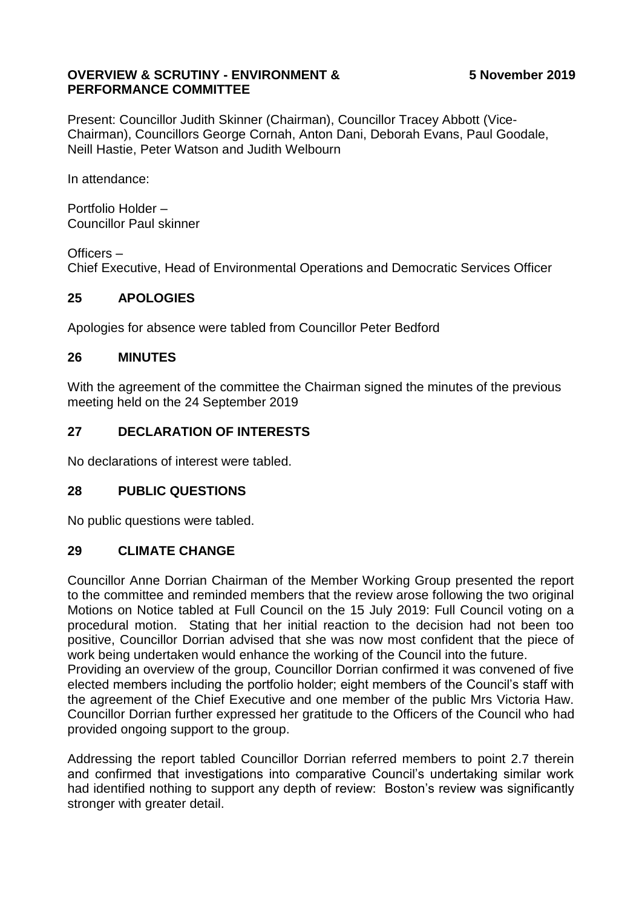**OVERVIEW & SCRUTINY - ENVIRONMENT & PERFORMANCE COMMITTEE** **5 November 2019**

Present: Councillor Judith Skinner (Chairman), Councillor Tracey Abbott (Vice-Chairman), Councillors George Cornah, Anton Dani, Deborah Evans, Paul Goodale, Neill Hastie, Peter Watson and Judith Welbourn

In attendance:

Portfolio Holder –
Councillor Paul skinner

Officers –
Chief Executive, Head of Environmental Operations and Democratic Services Officer

## 25 APOLOGIES

Apologies for absence were tabled from Councillor Peter Bedford

## 26 MINUTES

With the agreement of the committee the Chairman signed the minutes of the previous meeting held on the 24 September 2019

## 27 DECLARATION OF INTERESTS

No declarations of interest were tabled.

## 28 PUBLIC QUESTIONS

No public questions were tabled.

## 29 CLIMATE CHANGE

Councillor Anne Dorrian Chairman of the Member Working Group presented the report to the committee and reminded members that the review arose following the two original Motions on Notice tabled at Full Council on the 15 July 2019: Full Council voting on a procedural motion. Stating that her initial reaction to the decision had not been too positive, Councillor Dorrian advised that she was now most confident that the piece of work being undertaken would enhance the working of the Council into the future.
Providing an overview of the group, Councillor Dorrian confirmed it was convened of five elected members including the portfolio holder; eight members of the Council's staff with the agreement of the Chief Executive and one member of the public Mrs Victoria Haw. Councillor Dorrian further expressed her gratitude to the Officers of the Council who had provided ongoing support to the group.

Addressing the report tabled Councillor Dorrian referred members to point 2.7 therein and confirmed that investigations into comparative Council's undertaking similar work had identified nothing to support any depth of review: Boston's review was significantly stronger with greater detail.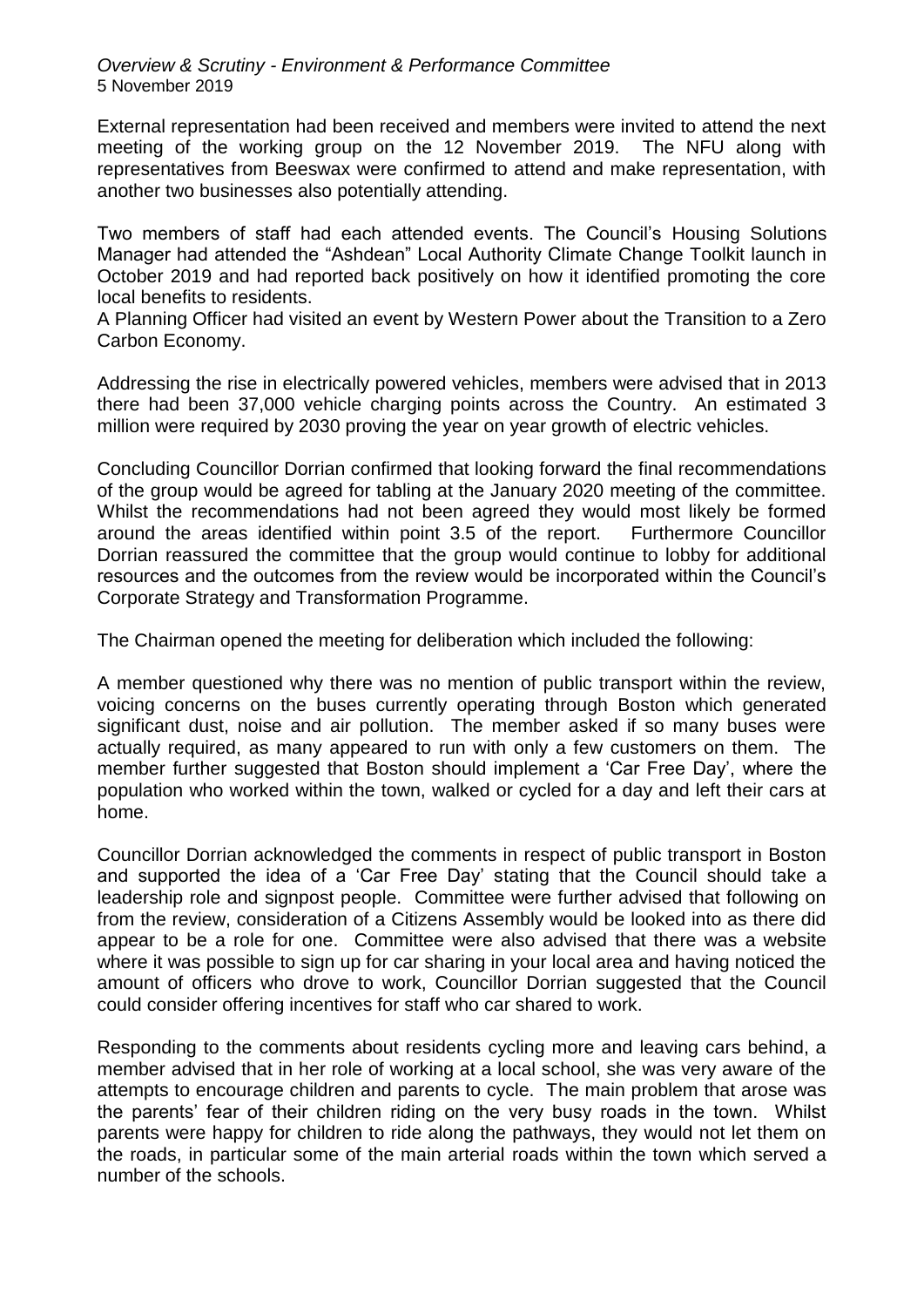External representation had been received and members were invited to attend the next meeting of the working group on the 12 November 2019. The NFU along with representatives from Beeswax were confirmed to attend and make representation, with another two businesses also potentially attending.

Two members of staff had each attended events. The Council's Housing Solutions Manager had attended the "Ashdean" Local Authority Climate Change Toolkit launch in October 2019 and had reported back positively on how it identified promoting the core local benefits to residents.
A Planning Officer had visited an event by Western Power about the Transition to a Zero Carbon Economy.

Addressing the rise in electrically powered vehicles, members were advised that in 2013 there had been 37,000 vehicle charging points across the Country. An estimated 3 million were required by 2030 proving the year on year growth of electric vehicles.

Concluding Councillor Dorrian confirmed that looking forward the final recommendations of the group would be agreed for tabling at the January 2020 meeting of the committee. Whilst the recommendations had not been agreed they would most likely be formed around the areas identified within point 3.5 of the report. Furthermore Councillor Dorrian reassured the committee that the group would continue to lobby for additional resources and the outcomes from the review would be incorporated within the Council's Corporate Strategy and Transformation Programme.

The Chairman opened the meeting for deliberation which included the following:

A member questioned why there was no mention of public transport within the review, voicing concerns on the buses currently operating through Boston which generated significant dust, noise and air pollution. The member asked if so many buses were actually required, as many appeared to run with only a few customers on them. The member further suggested that Boston should implement a 'Car Free Day', where the population who worked within the town, walked or cycled for a day and left their cars at home.

Councillor Dorrian acknowledged the comments in respect of public transport in Boston and supported the idea of a 'Car Free Day' stating that the Council should take a leadership role and signpost people. Committee were further advised that following on from the review, consideration of a Citizens Assembly would be looked into as there did appear to be a role for one. Committee were also advised that there was a website where it was possible to sign up for car sharing in your local area and having noticed the amount of officers who drove to work, Councillor Dorrian suggested that the Council could consider offering incentives for staff who car shared to work.

Responding to the comments about residents cycling more and leaving cars behind, a member advised that in her role of working at a local school, she was very aware of the attempts to encourage children and parents to cycle. The main problem that arose was the parents' fear of their children riding on the very busy roads in the town. Whilst parents were happy for children to ride along the pathways, they would not let them on the roads, in particular some of the main arterial roads within the town which served a number of the schools.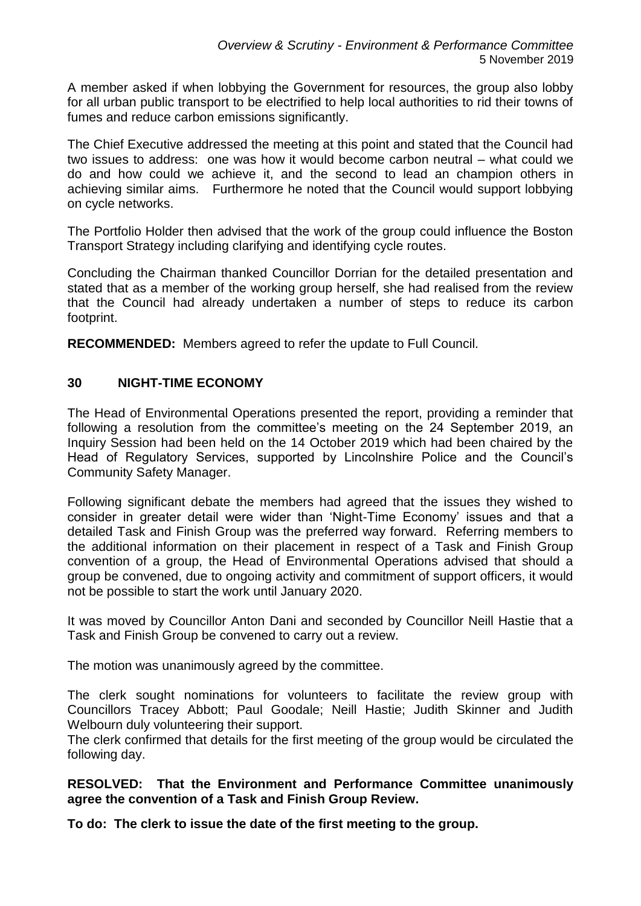A member asked if when lobbying the Government for resources, the group also lobby for all urban public transport to be electrified to help local authorities to rid their towns of fumes and reduce carbon emissions significantly.

The Chief Executive addressed the meeting at this point and stated that the Council had two issues to address: one was how it would become carbon neutral – what could we do and how could we achieve it, and the second to lead an champion others in achieving similar aims. Furthermore he noted that the Council would support lobbying on cycle networks.

The Portfolio Holder then advised that the work of the group could influence the Boston Transport Strategy including clarifying and identifying cycle routes.

Concluding the Chairman thanked Councillor Dorrian for the detailed presentation and stated that as a member of the working group herself, she had realised from the review that the Council had already undertaken a number of steps to reduce its carbon footprint.

**RECOMMENDED:** Members agreed to refer the update to Full Council.

## 30 NIGHT-TIME ECONOMY

The Head of Environmental Operations presented the report, providing a reminder that following a resolution from the committee's meeting on the 24 September 2019, an Inquiry Session had been held on the 14 October 2019 which had been chaired by the Head of Regulatory Services, supported by Lincolnshire Police and the Council's Community Safety Manager.

Following significant debate the members had agreed that the issues they wished to consider in greater detail were wider than 'Night-Time Economy' issues and that a detailed Task and Finish Group was the preferred way forward. Referring members to the additional information on their placement in respect of a Task and Finish Group convention of a group, the Head of Environmental Operations advised that should a group be convened, due to ongoing activity and commitment of support officers, it would not be possible to start the work until January 2020.

It was moved by Councillor Anton Dani and seconded by Councillor Neill Hastie that a Task and Finish Group be convened to carry out a review.

The motion was unanimously agreed by the committee.

The clerk sought nominations for volunteers to facilitate the review group with Councillors Tracey Abbott; Paul Goodale; Neill Hastie; Judith Skinner and Judith Welbourn duly volunteering their support.
The clerk confirmed that details for the first meeting of the group would be circulated the following day.

**RESOLVED: That the Environment and Performance Committee unanimously agree the convention of a Task and Finish Group Review.**

**To do: The clerk to issue the date of the first meeting to the group.**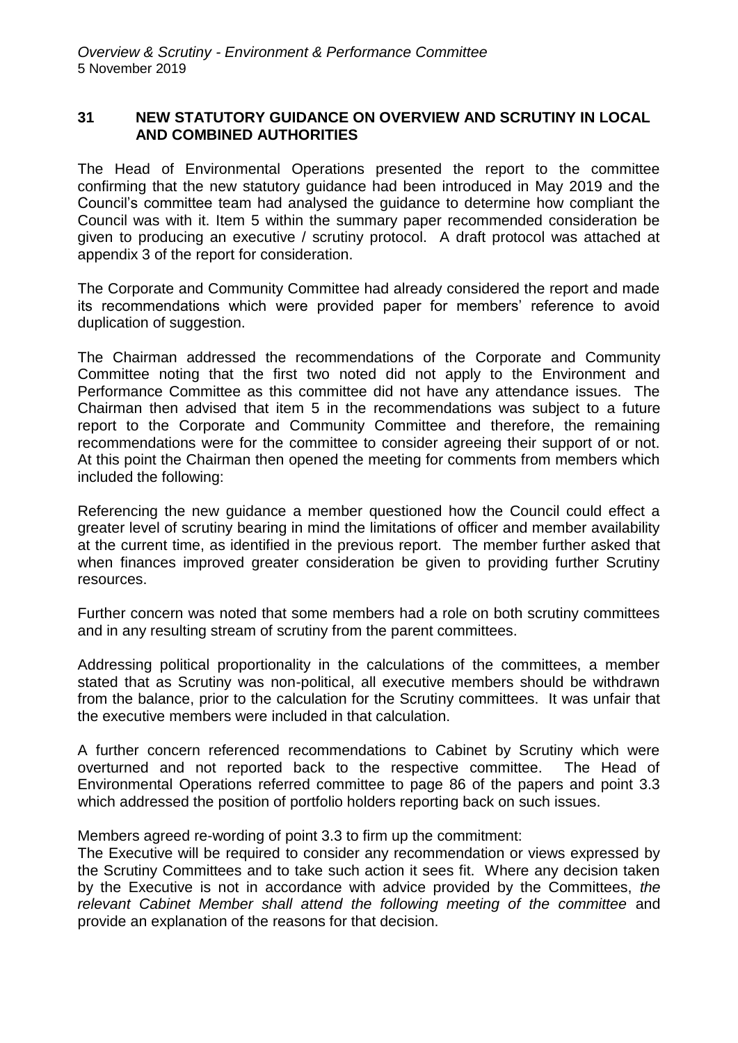## 31 NEW STATUTORY GUIDANCE ON OVERVIEW AND SCRUTINY IN LOCAL AND COMBINED AUTHORITIES

The Head of Environmental Operations presented the report to the committee confirming that the new statutory guidance had been introduced in May 2019 and the Council's committee team had analysed the guidance to determine how compliant the Council was with it. Item 5 within the summary paper recommended consideration be given to producing an executive / scrutiny protocol. A draft protocol was attached at appendix 3 of the report for consideration.

The Corporate and Community Committee had already considered the report and made its recommendations which were provided paper for members' reference to avoid duplication of suggestion.

The Chairman addressed the recommendations of the Corporate and Community Committee noting that the first two noted did not apply to the Environment and Performance Committee as this committee did not have any attendance issues. The Chairman then advised that item 5 in the recommendations was subject to a future report to the Corporate and Community Committee and therefore, the remaining recommendations were for the committee to consider agreeing their support of or not. At this point the Chairman then opened the meeting for comments from members which included the following:

Referencing the new guidance a member questioned how the Council could effect a greater level of scrutiny bearing in mind the limitations of officer and member availability at the current time, as identified in the previous report. The member further asked that when finances improved greater consideration be given to providing further Scrutiny resources.

Further concern was noted that some members had a role on both scrutiny committees and in any resulting stream of scrutiny from the parent committees.

Addressing political proportionality in the calculations of the committees, a member stated that as Scrutiny was non-political, all executive members should be withdrawn from the balance, prior to the calculation for the Scrutiny committees. It was unfair that the executive members were included in that calculation.

A further concern referenced recommendations to Cabinet by Scrutiny which were overturned and not reported back to the respective committee. The Head of Environmental Operations referred committee to page 86 of the papers and point 3.3 which addressed the position of portfolio holders reporting back on such issues.

Members agreed re-wording of point 3.3 to firm up the commitment:
The Executive will be required to consider any recommendation or views expressed by the Scrutiny Committees and to take such action it sees fit. Where any decision taken by the Executive is not in accordance with advice provided by the Committees, *the relevant Cabinet Member shall attend the following meeting of the committee* and provide an explanation of the reasons for that decision.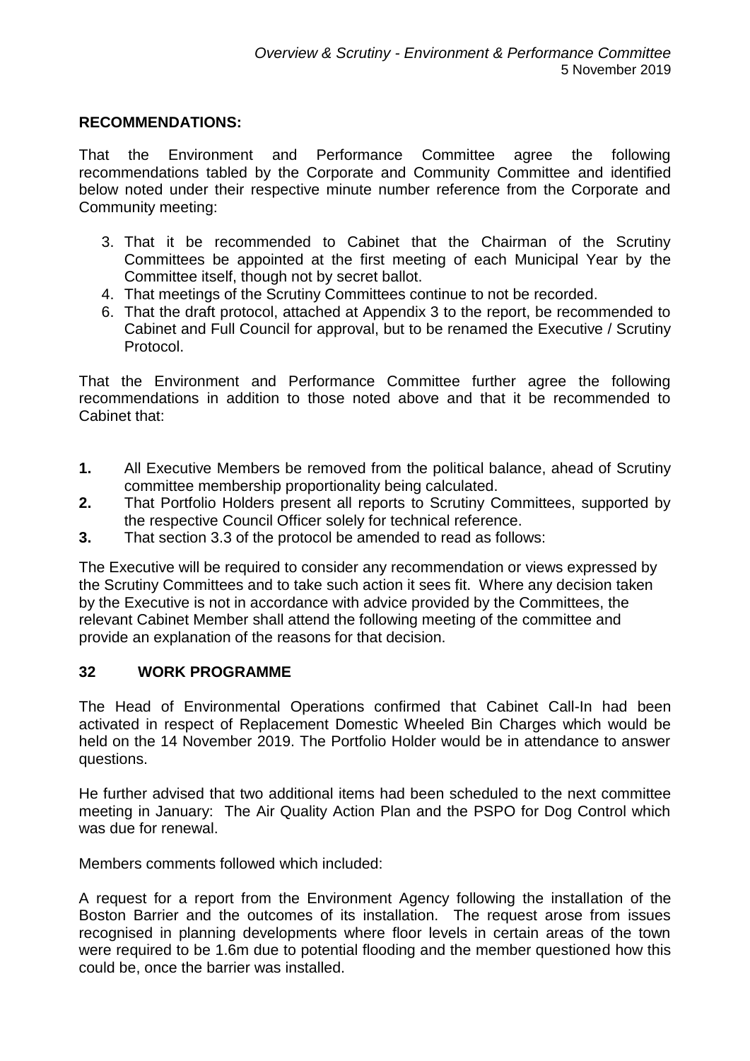**RECOMMENDATIONS:**

That the Environment and Performance Committee agree the following recommendations tabled by the Corporate and Community Committee and identified below noted under their respective minute number reference from the Corporate and Community meeting:

3. That it be recommended to Cabinet that the Chairman of the Scrutiny Committees be appointed at the first meeting of each Municipal Year by the Committee itself, though not by secret ballot.
4. That meetings of the Scrutiny Committees continue to not be recorded.
6. That the draft protocol, attached at Appendix 3 to the report, be recommended to Cabinet and Full Council for approval, but to be renamed the Executive / Scrutiny Protocol.

That the Environment and Performance Committee further agree the following recommendations in addition to those noted above and that it be recommended to Cabinet that:

**1.** All Executive Members be removed from the political balance, ahead of Scrutiny committee membership proportionality being calculated.
**2.** That Portfolio Holders present all reports to Scrutiny Committees, supported by the respective Council Officer solely for technical reference.
**3.** That section 3.3 of the protocol be amended to read as follows:

The Executive will be required to consider any recommendation or views expressed by the Scrutiny Committees and to take such action it sees fit. Where any decision taken by the Executive is not in accordance with advice provided by the Committees, the relevant Cabinet Member shall attend the following meeting of the committee and provide an explanation of the reasons for that decision.

## 32 WORK PROGRAMME

The Head of Environmental Operations confirmed that Cabinet Call-In had been activated in respect of Replacement Domestic Wheeled Bin Charges which would be held on the 14 November 2019. The Portfolio Holder would be in attendance to answer questions.

He further advised that two additional items had been scheduled to the next committee meeting in January: The Air Quality Action Plan and the PSPO for Dog Control which was due for renewal.

Members comments followed which included:

A request for a report from the Environment Agency following the installation of the Boston Barrier and the outcomes of its installation. The request arose from issues recognised in planning developments where floor levels in certain areas of the town were required to be 1.6m due to potential flooding and the member questioned how this could be, once the barrier was installed.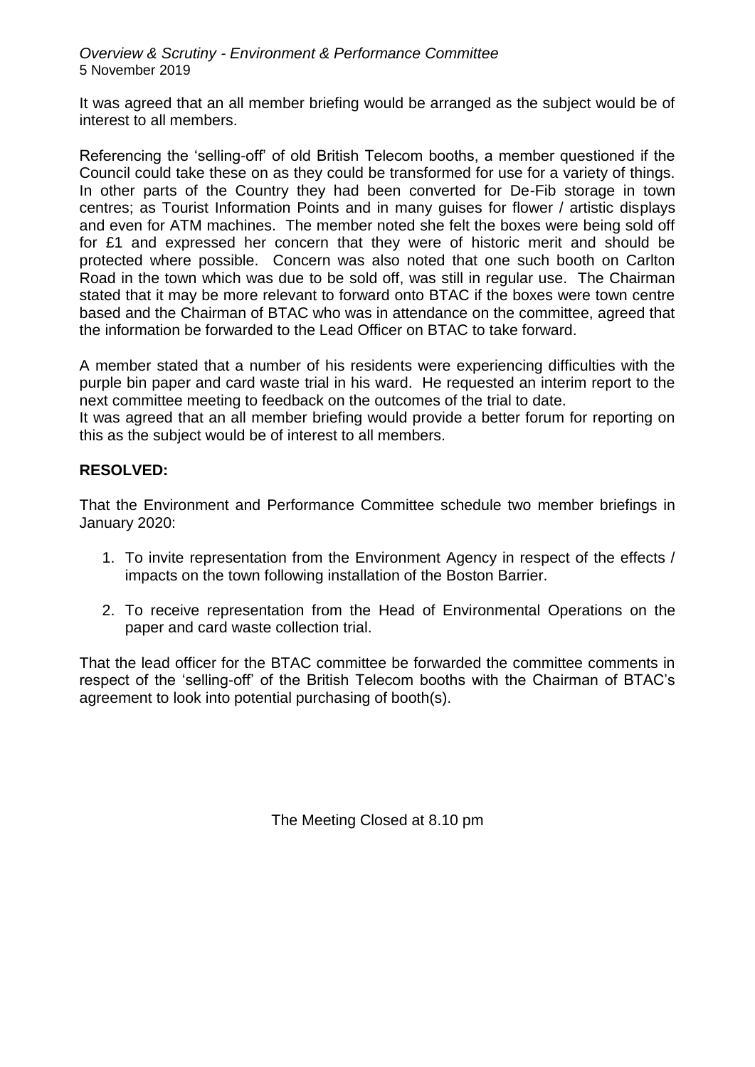It was agreed that an all member briefing would be arranged as the subject would be of interest to all members.

Referencing the 'selling-off' of old British Telecom booths, a member questioned if the Council could take these on as they could be transformed for use for a variety of things. In other parts of the Country they had been converted for De-Fib storage in town centres; as Tourist Information Points and in many guises for flower / artistic displays and even for ATM machines. The member noted she felt the boxes were being sold off for £1 and expressed her concern that they were of historic merit and should be protected where possible. Concern was also noted that one such booth on Carlton Road in the town which was due to be sold off, was still in regular use. The Chairman stated that it may be more relevant to forward onto BTAC if the boxes were town centre based and the Chairman of BTAC who was in attendance on the committee, agreed that the information be forwarded to the Lead Officer on BTAC to take forward.

A member stated that a number of his residents were experiencing difficulties with the purple bin paper and card waste trial in his ward. He requested an interim report to the next committee meeting to feedback on the outcomes of the trial to date.
It was agreed that an all member briefing would provide a better forum for reporting on this as the subject would be of interest to all members.

**RESOLVED:**

That the Environment and Performance Committee schedule two member briefings in January 2020:

1. To invite representation from the Environment Agency in respect of the effects / impacts on the town following installation of the Boston Barrier.

2. To receive representation from the Head of Environmental Operations on the paper and card waste collection trial.

That the lead officer for the BTAC committee be forwarded the committee comments in respect of the 'selling-off' of the British Telecom booths with the Chairman of BTAC's agreement to look into potential purchasing of booth(s).

The Meeting Closed at 8.10 pm